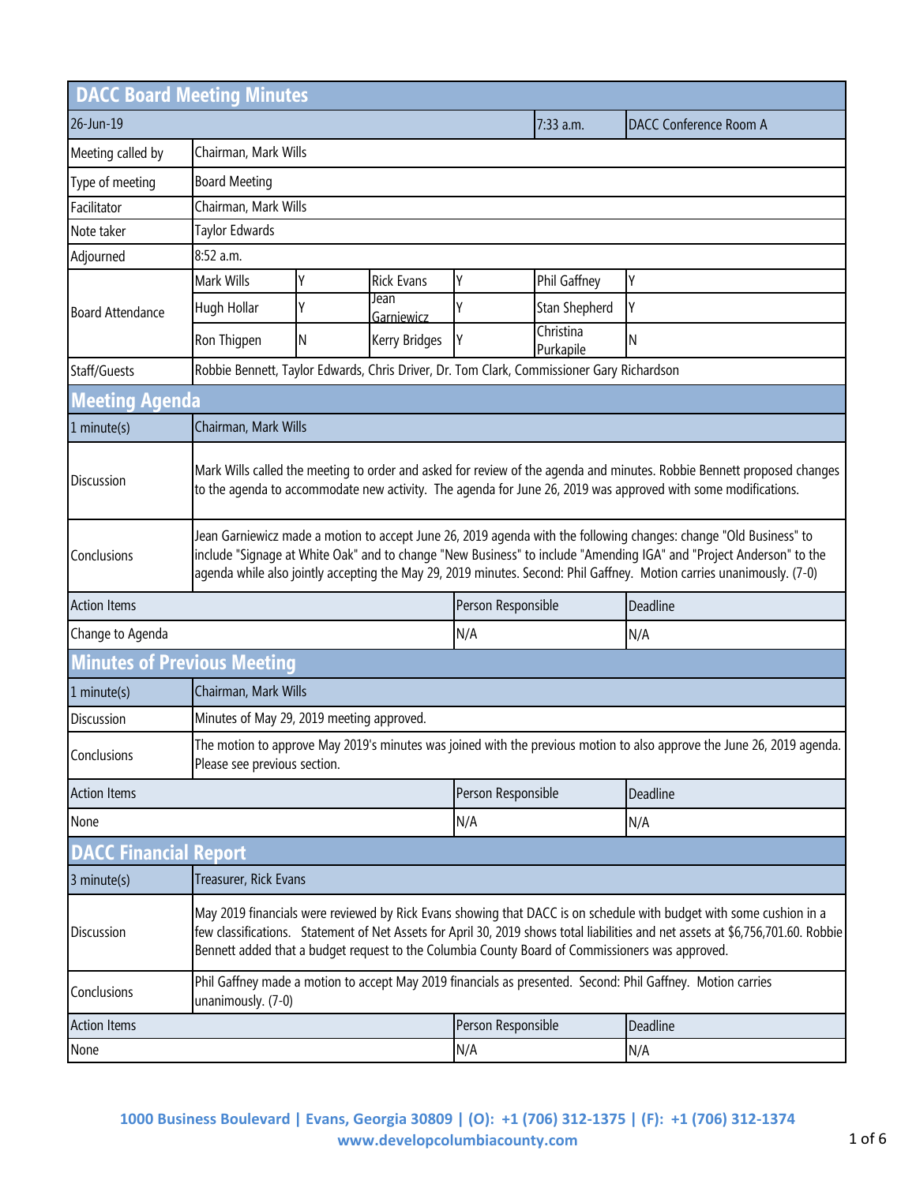# DACC Board Meeting Minutes

| 26-Jun-19 | | | | 7:33 a.m. | DACC Conference Room A |
|---|---|---|---|---|---|
| Meeting called by | Chairman, Mark Wills | | | | |
| Type of meeting | Board Meeting | | | | |
| Facilitator | Chairman, Mark Wills | | | | |
| Note taker | Taylor Edwards | | | | |
| Adjourned | 8:52 a.m. | | | | |

| Board Attendance | | | | | | |
|---|---|---|---|---|---|---|
| | Mark Wills | Y | Rick Evans | Y | Phil Gaffney | Y |
| | Hugh Hollar | Y | Jean Garniewicz | Y | Stan Shepherd | Y |
| | Ron Thigpen | N | Kerry Bridges | Y | Christina Purkapile | N |

Staff/Guests: Robbie Bennett, Taylor Edwards, Chris Driver, Dr. Tom Clark, Commissioner Gary Richardson

## Meeting Agenda

| 1 minute(s) | Chairman, Mark Wills |
|---|---|
| Discussion | Mark Wills called the meeting to order and asked for review of the agenda and minutes. Robbie Bennett proposed changes to the agenda to accommodate new activity. The agenda for June 26, 2019 was approved with some modifications. |
| Conclusions | Jean Garniewicz made a motion to accept June 26, 2019 agenda with the following changes: change "Old Business" to include "Signage at White Oak" and to change "New Business" to include "Amending IGA" and "Project Anderson" to the agenda while also jointly accepting the May 29, 2019 minutes. Second: Phil Gaffney. Motion carries unanimously. (7-0) |

| Action Items | Person Responsible | Deadline |
|---|---|---|
| Change to Agenda | N/A | N/A |

## Minutes of Previous Meeting

| 1 minute(s) | Chairman, Mark Wills |
|---|---|
| Discussion | Minutes of May 29, 2019 meeting approved. |
| Conclusions | The motion to approve May 2019's minutes was joined with the previous motion to also approve the June 26, 2019 agenda. Please see previous section. |

| Action Items | Person Responsible | Deadline |
|---|---|---|
| None | N/A | N/A |

## DACC Financial Report

| 3 minute(s) | Treasurer, Rick Evans |
|---|---|
| Discussion | May 2019 financials were reviewed by Rick Evans showing that DACC is on schedule with budget with some cushion in a few classifications. Statement of Net Assets for April 30, 2019 shows total liabilities and net assets at $6,756,701.60. Robbie Bennett added that a budget request to the Columbia County Board of Commissioners was approved. |
| Conclusions | Phil Gaffney made a motion to accept May 2019 financials as presented. Second: Phil Gaffney. Motion carries unanimously. (7-0) |

| Action Items | Person Responsible | Deadline |
|---|---|---|
| None | N/A | N/A |

1000 Business Boulevard | Evans, Georgia 30809 | (O): +1 (706) 312-1375 | (F): +1 (706) 312-1374
www.developcolumbiacounty.com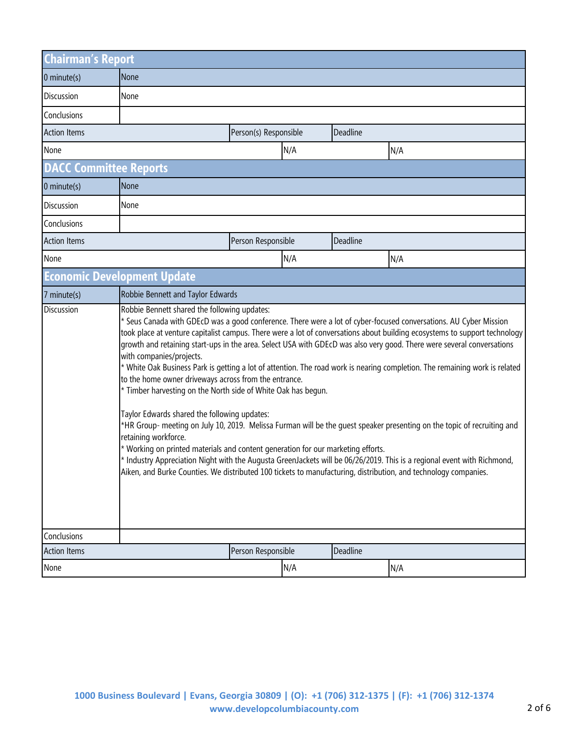## Chairman's Report

| 0 minute(s) | None | | |
|---|---|---|---|
| Discussion | None | | |
| Conclusions | | | |
| **Action Items** | | **Person(s) Responsible** | **Deadline** |
| None | | N/A | N/A |

## DACC Committee Reports

| 0 minute(s) | None | | |
|---|---|---|---|
| Discussion | None | | |
| Conclusions | | | |
| **Action Items** | | **Person Responsible** | **Deadline** |
| None | | N/A | N/A |

## Economic Development Update

| 7 minute(s) | Robbie Bennett and Taylor Edwards | | |
|---|---|---|---|
| Discussion | Robbie Bennett shared the following updates:<br>* Seus Canada with GDEcD was a good conference. There were a lot of cyber-focused conversations. AU Cyber Mission took place at venture capitalist campus. There were a lot of conversations about building ecosystems to support technology growth and retaining start-ups in the area. Select USA with GDEcD was also very good. There were several conversations with companies/projects.<br>* White Oak Business Park is getting a lot of attention. The road work is nearing completion. The remaining work is related to the home owner driveways across from the entrance.<br>* Timber harvesting on the North side of White Oak has begun.<br><br>Taylor Edwards shared the following updates:<br>*HR Group- meeting on July 10, 2019. Melissa Furman will be the guest speaker presenting on the topic of recruiting and retaining workforce.<br>* Working on printed materials and content generation for our marketing efforts.<br>* Industry Appreciation Night with the Augusta GreenJackets will be 06/26/2019. This is a regional event with Richmond, Aiken, and Burke Counties. We distributed 100 tickets to manufacturing, distribution, and technology companies. | | |
| Conclusions | | | |
| **Action Items** | | **Person Responsible** | **Deadline** |
| None | | N/A | N/A |

1000 Business Boulevard | Evans, Georgia 30809 | (O): +1 (706) 312-1375 | (F): +1 (706) 312-1374
www.developcolumbiacounty.com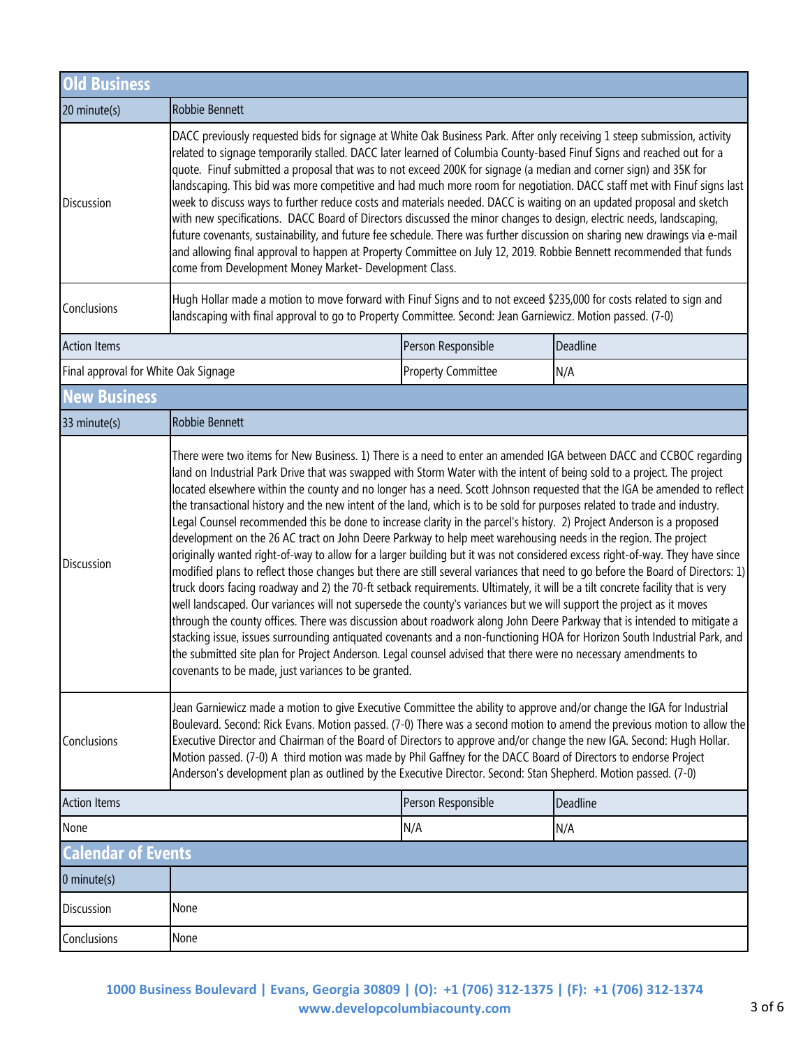## Old Business

| 20 minute(s) | Robbie Bennett | | |
|---|---|---|---|
| Discussion | DACC previously requested bids for signage at White Oak Business Park. After only receiving 1 steep submission, activity related to signage temporarily stalled. DACC later learned of Columbia County-based Finuf Signs and reached out for a quote. Finuf submitted a proposal that was to not exceed 200K for signage (a median and corner sign) and 35K for landscaping. This bid was more competitive and had much more room for negotiation. DACC staff met with Finuf signs last week to discuss ways to further reduce costs and materials needed. DACC is waiting on an updated proposal and sketch with new specifications. DACC Board of Directors discussed the minor changes to design, electric needs, landscaping, future covenants, sustainability, and future fee schedule. There was further discussion on sharing new drawings via e-mail and allowing final approval to happen at Property Committee on July 12, 2019. Robbie Bennett recommended that funds come from Development Money Market- Development Class. | | |
| Conclusions | Hugh Hollar made a motion to move forward with Finuf Signs and to not exceed $235,000 for costs related to sign and landscaping with final approval to go to Property Committee. Second: Jean Garniewicz. Motion passed. (7-0) | | |
| Action Items | | Person Responsible | Deadline |
| Final approval for White Oak Signage | | Property Committee | N/A |

## New Business

| 33 minute(s) | Robbie Bennett | | |
|---|---|---|---|
| Discussion | There were two items for New Business. 1) There is a need to enter an amended IGA between DACC and CCBOC regarding land on Industrial Park Drive that was swapped with Storm Water with the intent of being sold to a project. The project located elsewhere within the county and no longer has a need. Scott Johnson requested that the IGA be amended to reflect the transactional history and the new intent of the land, which is to be sold for purposes related to trade and industry. Legal Counsel recommended this be done to increase clarity in the parcel's history. 2) Project Anderson is a proposed development on the 26 AC tract on John Deere Parkway to help meet warehousing needs in the region. The project originally wanted right-of-way to allow for a larger building but it was not considered excess right-of-way. They have since modified plans to reflect those changes but there are still several variances that need to go before the Board of Directors: 1) truck doors facing roadway and 2) the 70-ft setback requirements. Ultimately, it will be a tilt concrete facility that is very well landscaped. Our variances will not supersede the county's variances but we will support the project as it moves through the county offices. There was discussion about roadwork along John Deere Parkway that is intended to mitigate a stacking issue, issues surrounding antiquated covenants and a non-functioning HOA for Horizon South Industrial Park, and the submitted site plan for Project Anderson. Legal counsel advised that there were no necessary amendments to covenants to be made, just variances to be granted. | | |
| Conclusions | Jean Garniewicz made a motion to give Executive Committee the ability to approve and/or change the IGA for Industrial Boulevard. Second: Rick Evans. Motion passed. (7-0) There was a second motion to amend the previous motion to allow the Executive Director and Chairman of the Board of Directors to approve and/or change the new IGA. Second: Hugh Hollar. Motion passed. (7-0) A third motion was made by Phil Gaffney for the DACC Board of Directors to endorse Project Anderson's development plan as outlined by the Executive Director. Second: Stan Shepherd. Motion passed. (7-0) | | |
| Action Items | | Person Responsible | Deadline |
| None | | N/A | N/A |

## Calendar of Events

| 0 minute(s) | |
|---|---|
| Discussion | None |
| Conclusions | None |

**1000 Business Boulevard | Evans, Georgia 30809 | (O): +1 (706) 312-1375 | (F): +1 (706) 312-1374**
**www.developcolumbiacounty.com**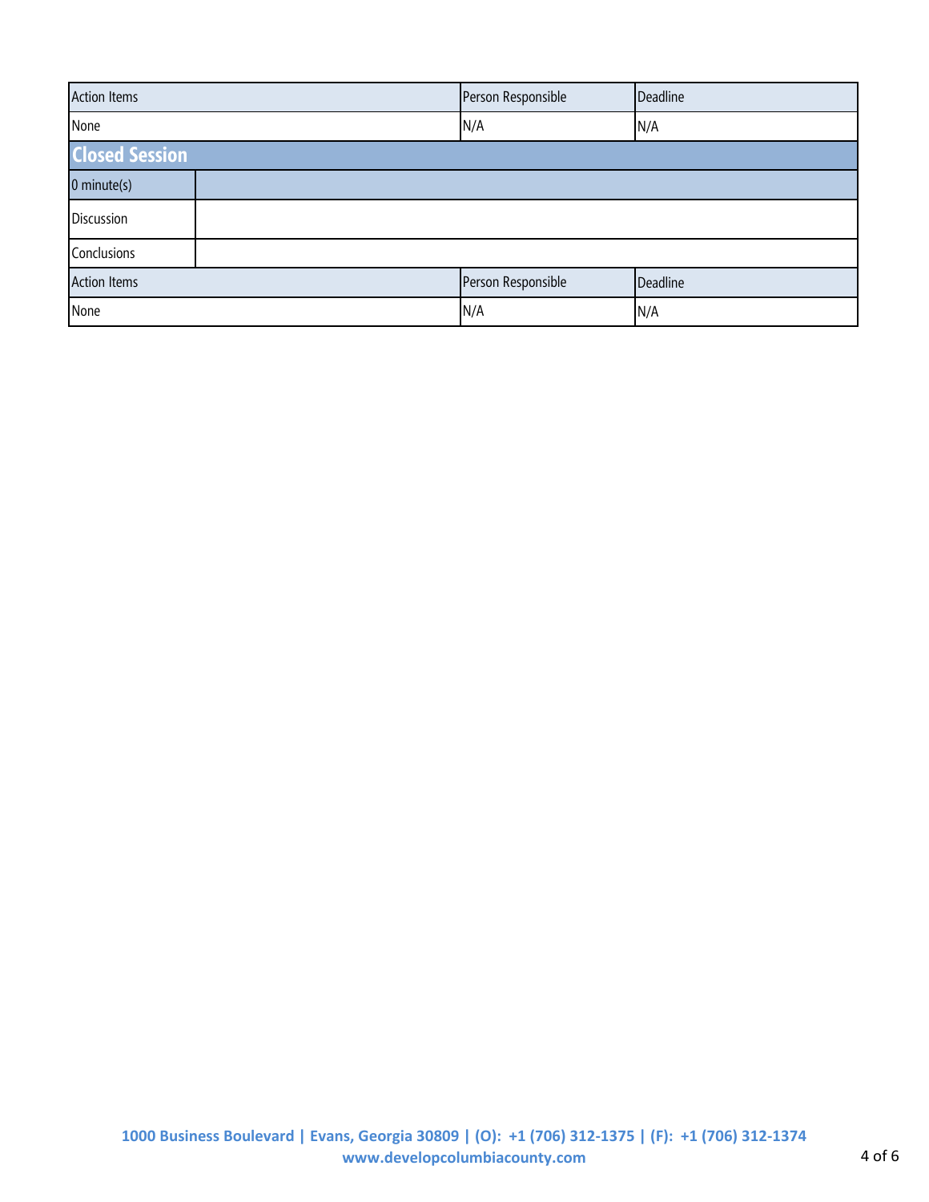| Action Items | Person Responsible | Deadline |
| --- | --- | --- |
| None | N/A | N/A |

## Closed Session

| 0 minute(s) | |
| --- | --- |
| Discussion | |
| Conclusions | |

| Action Items | Person Responsible | Deadline |
| --- | --- | --- |
| None | N/A | N/A |

**1000 Business Boulevard | Evans, Georgia 30809 | (O): +1 (706) 312-1375 | (F): +1 (706) 312-1374**
**www.developcolumbiacounty.com**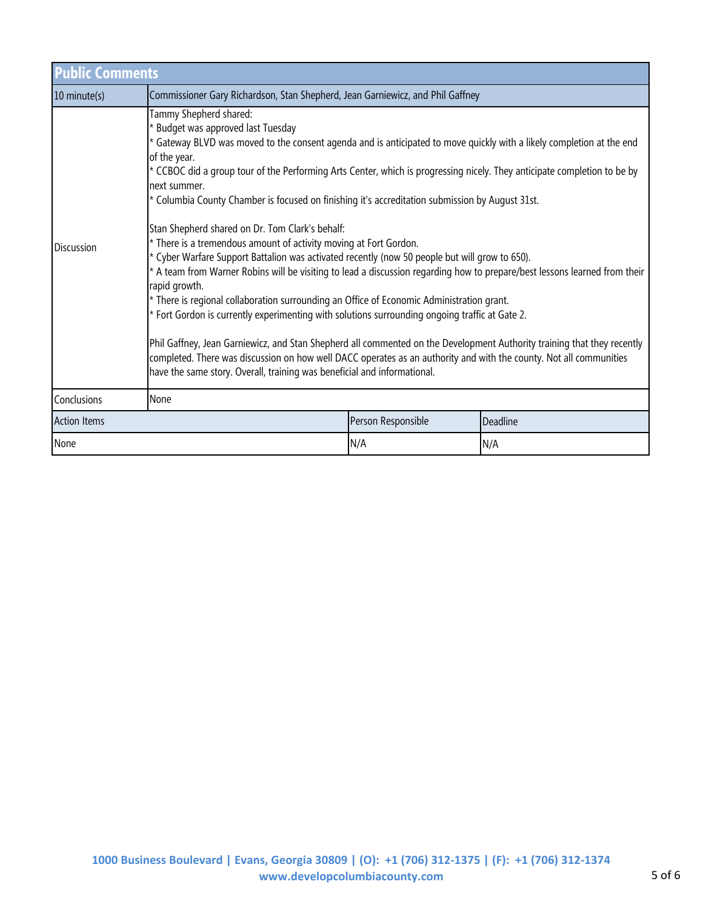| Public Comments | | | |
|---|---|---|---|
| 10 minute(s) | Commissioner Gary Richardson, Stan Shepherd, Jean Garniewicz, and Phil Gaffney | | |
| Discussion | Tammy Shepherd shared:<br>* Budget was approved last Tuesday<br>* Gateway BLVD was moved to the consent agenda and is anticipated to move quickly with a likely completion at the end of the year.<br>* CCBOC did a group tour of the Performing Arts Center, which is progressing nicely. They anticipate completion to be by next summer.<br>* Columbia County Chamber is focused on finishing it's accreditation submission by August 31st.<br><br>Stan Shepherd shared on Dr. Tom Clark's behalf:<br>* There is a tremendous amount of activity moving at Fort Gordon.<br>* Cyber Warfare Support Battalion was activated recently (now 50 people but will grow to 650).<br>* A team from Warner Robins will be visiting to lead a discussion regarding how to prepare/best lessons learned from their rapid growth.<br>* There is regional collaboration surrounding an Office of Economic Administration grant.<br>* Fort Gordon is currently experimenting with solutions surrounding ongoing traffic at Gate 2.<br><br>Phil Gaffney, Jean Garniewicz, and Stan Shepherd all commented on the Development Authority training that they recently completed. There was discussion on how well DACC operates as an authority and with the county. Not all communities have the same story. Overall, training was beneficial and informational. | | |
| Conclusions | None | | |
| Action Items | | Person Responsible | Deadline |
| None | | N/A | N/A |

1000 Business Boulevard | Evans, Georgia 30809 | (O): +1 (706) 312-1375 | (F): +1 (706) 312-1374
www.developcolumbiacounty.com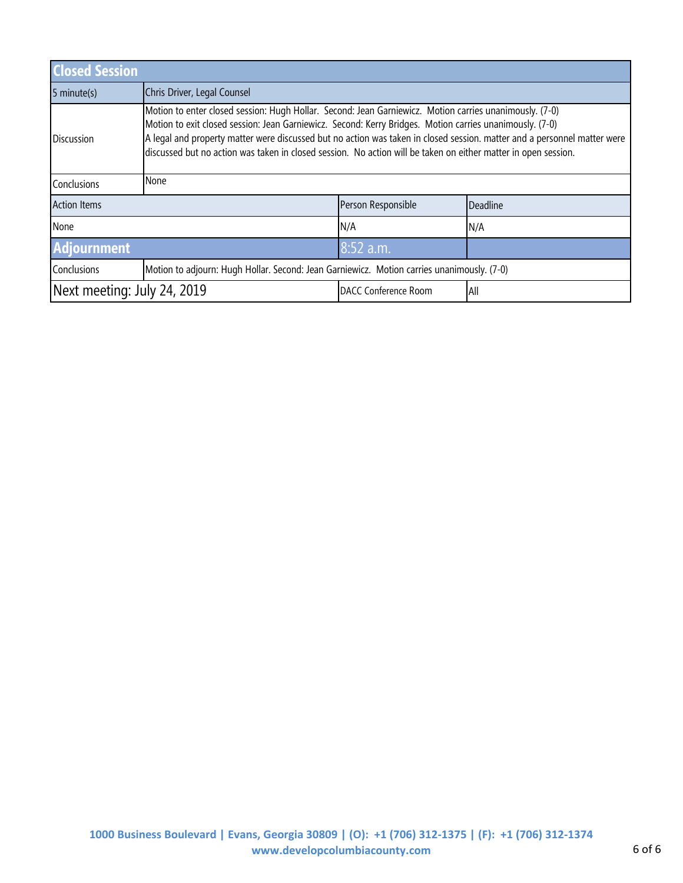| Closed Session | | | |
|---|---|---|---|
| 5 minute(s) | Chris Driver, Legal Counsel | | |
| Discussion | Motion to enter closed session: Hugh Hollar. Second: Jean Garniewicz. Motion carries unanimously. (7-0)<br>Motion to exit closed session: Jean Garniewicz. Second: Kerry Bridges. Motion carries unanimously. (7-0)<br>A legal and property matter were discussed but no action was taken in closed session. matter and a personnel matter were discussed but no action was taken in closed session. No action will be taken on either matter in open session. | | |
| Conclusions | None | | |
| Action Items | | Person Responsible | Deadline |
| None | | N/A | N/A |
| **Adjournment** | | 8:52 a.m. | |
| Conclusions | Motion to adjourn: Hugh Hollar. Second: Jean Garniewicz. Motion carries unanimously. (7-0) | | |
| Next meeting: July 24, 2019 | | DACC Conference Room | All |

**1000 Business Boulevard | Evans, Georgia 30809 | (O): +1 (706) 312-1375 | (F): +1 (706) 312-1374**
**www.developcolumbiacounty.com**